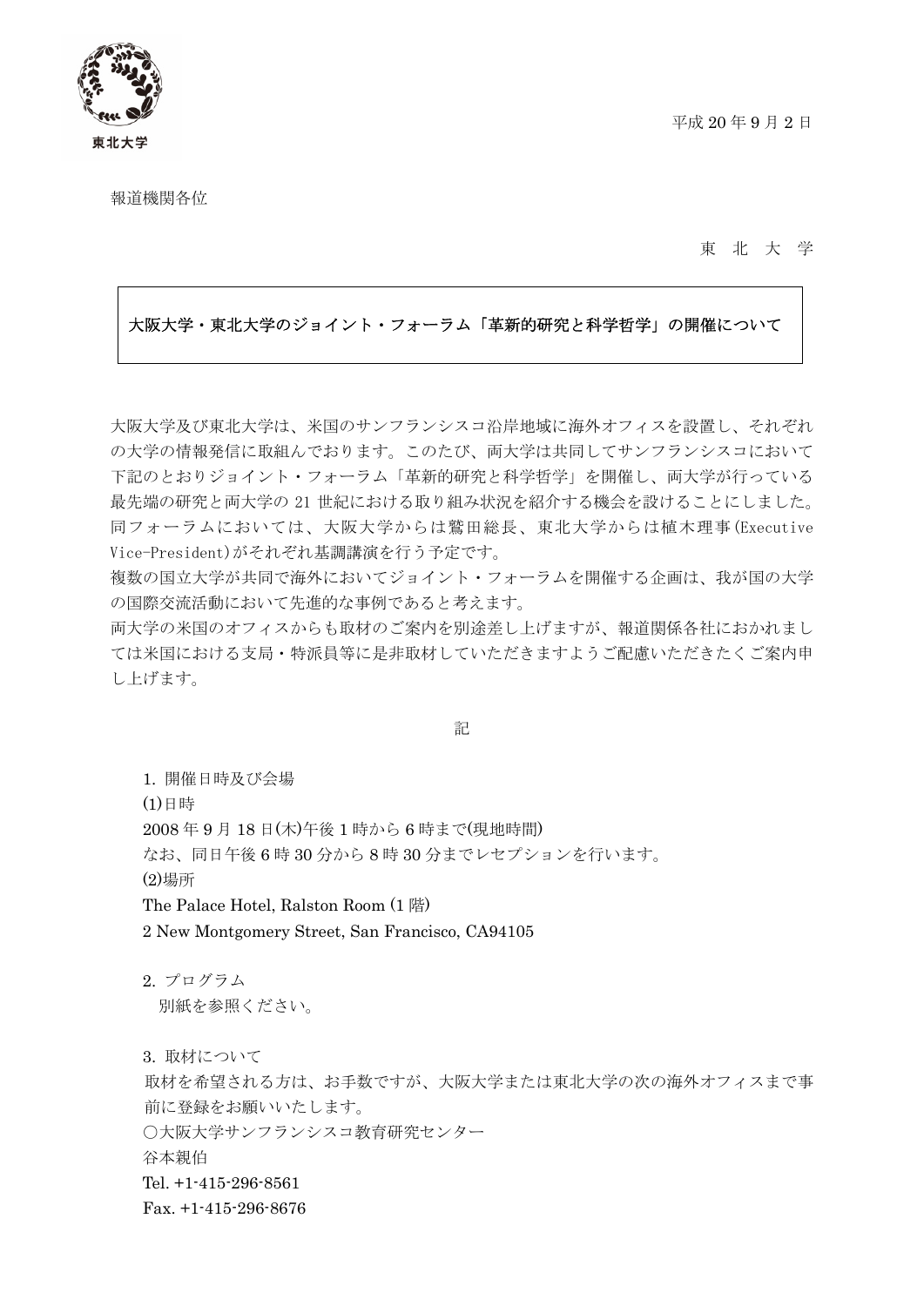東北大学

平成 20 年 9 月 2 日

報道機関各位

東　北　大　学

**大阪大学・東北大学のジョイント・フォーラム「革新的研究と科学哲学」の開催について**

大阪大学及び東北大学は、米国のサンフランシスコ沿岸地域に海外オフィスを設置し、それぞれの大学の情報発信に取組んでおります。このたび、両大学は共同してサンフランシスコにおいて下記のとおりジョイント・フォーラム「革新的研究と科学哲学」を開催し、両大学が行っている最先端の研究と両大学の 21 世紀における取り組み状況を紹介する機会を設けることにしました。同フォーラムにおいては、大阪大学からは鷲田総長、東北大学からは植木理事(Executive Vice-President)がそれぞれ基調講演を行う予定です。

複数の国立大学が共同で海外においてジョイント・フォーラムを開催する企画は、我が国の大学の国際交流活動において先進的な事例であると考えます。

両大学の米国のオフィスからも取材のご案内を別途差し上げますが、報道関係各社におかれましては米国における支局・特派員等に是非取材していただきますようご配慮いただきたくご案内申し上げます。

記

1. 開催日時及び会場

(1)日時

2008 年 9 月 18 日(木)午後 1 時から 6 時まで(現地時間)

なお、同日午後 6 時 30 分から 8 時 30 分までレセプションを行います。

(2)場所

The Palace Hotel, Ralston Room (1 階)

2 New Montgomery Street, San Francisco, CA94105

2. プログラム

別紙を参照ください。

3. 取材について

取材を希望される方は、お手数ですが、大阪大学または東北大学の次の海外オフィスまで事前に登録をお願いいたします。

○大阪大学サンフランシスコ教育研究センター

谷本親伯

Tel. +1-415-296-8561

Fax. +1-415-296-8676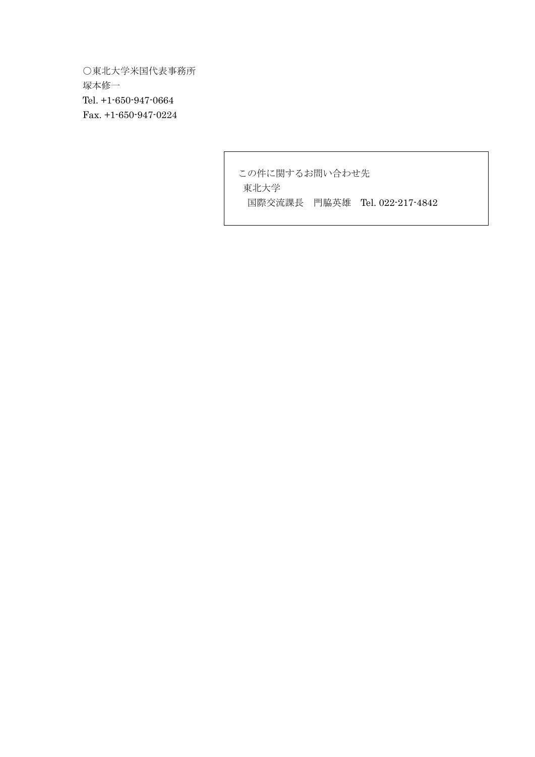○東北大学米国代表事務所
塚本修一
Tel. +1-650-947-0664
Fax. +1-650-947-0224

この件に関するお問い合わせ先
東北大学
国際交流課長　門脇英雄　Tel. 022-217-4842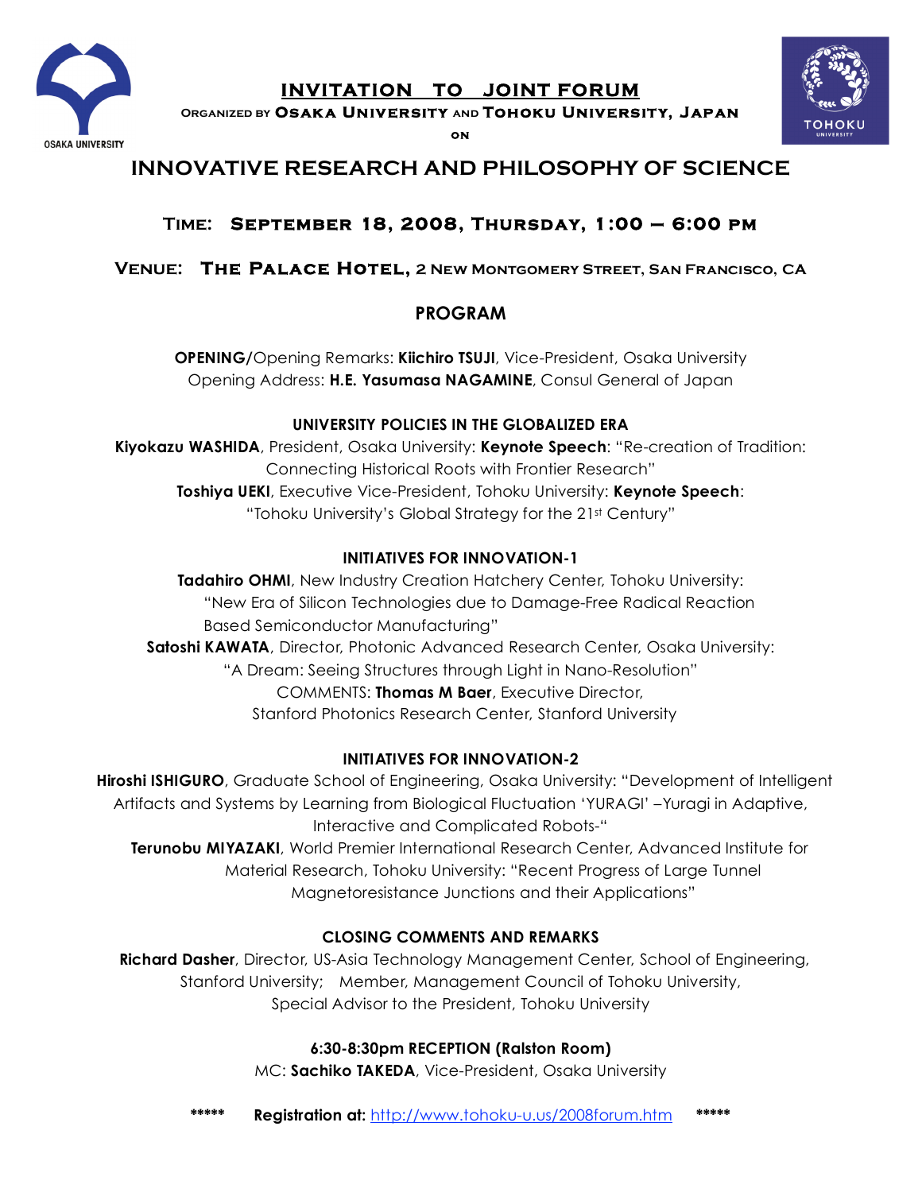OSAKA UNIVERSITY

# INVITATION TO JOINT FORUM

ORGANIZED BY **OSAKA UNIVERSITY** AND **TOHOKU UNIVERSITY, JAPAN**

ON

TOHOKU UNIVERSITY

# INNOVATIVE RESEARCH AND PHILOSOPHY OF SCIENCE

## TIME: SEPTEMBER 18, 2008, THURSDAY, 1:00 – 6:00 PM

## VENUE: THE PALACE HOTEL, 2 NEW MONTGOMERY STREET, SAN FRANCISCO, CA

## PROGRAM

**OPENING/**Opening Remarks: **Kiichiro TSUJI**, Vice-President, Osaka University
Opening Address: **H.E. Yasumasa NAGAMINE**, Consul General of Japan

**UNIVERSITY POLICIES IN THE GLOBALIZED ERA**

**Kiyokazu WASHIDA**, President, Osaka University: **Keynote Speech**: "Re-creation of Tradition: Connecting Historical Roots with Frontier Research"

**Toshiya UEKI**, Executive Vice-President, Tohoku University: **Keynote Speech**: "Tohoku University's Global Strategy for the 21st Century"

**INITIATIVES FOR INNOVATION-1**

**Tadahiro OHMI**, New Industry Creation Hatchery Center, Tohoku University: "New Era of Silicon Technologies due to Damage-Free Radical Reaction Based Semiconductor Manufacturing"

**Satoshi KAWATA**, Director, Photonic Advanced Research Center, Osaka University: "A Dream: Seeing Structures through Light in Nano-Resolution"

COMMENTS: **Thomas M Baer**, Executive Director, Stanford Photonics Research Center, Stanford University

**INITIATIVES FOR INNOVATION-2**

**Hiroshi ISHIGURO**, Graduate School of Engineering, Osaka University: "Development of Intelligent Artifacts and Systems by Learning from Biological Fluctuation 'YURAGI' –Yuragi in Adaptive, Interactive and Complicated Robots-"

**Terunobu MIYAZAKI**, World Premier International Research Center, Advanced Institute for Material Research, Tohoku University: "Recent Progress of Large Tunnel Magnetoresistance Junctions and their Applications"

**CLOSING COMMENTS AND REMARKS**

**Richard Dasher**, Director, US-Asia Technology Management Center, School of Engineering, Stanford University; Member, Management Council of Tohoku University, Special Advisor to the President, Tohoku University

**6:30-8:30pm RECEPTION (Ralston Room)**

MC: **Sachiko TAKEDA**, Vice-President, Osaka University

***** **Registration at:** http://www.tohoku-u.us/2008forum.htm *****